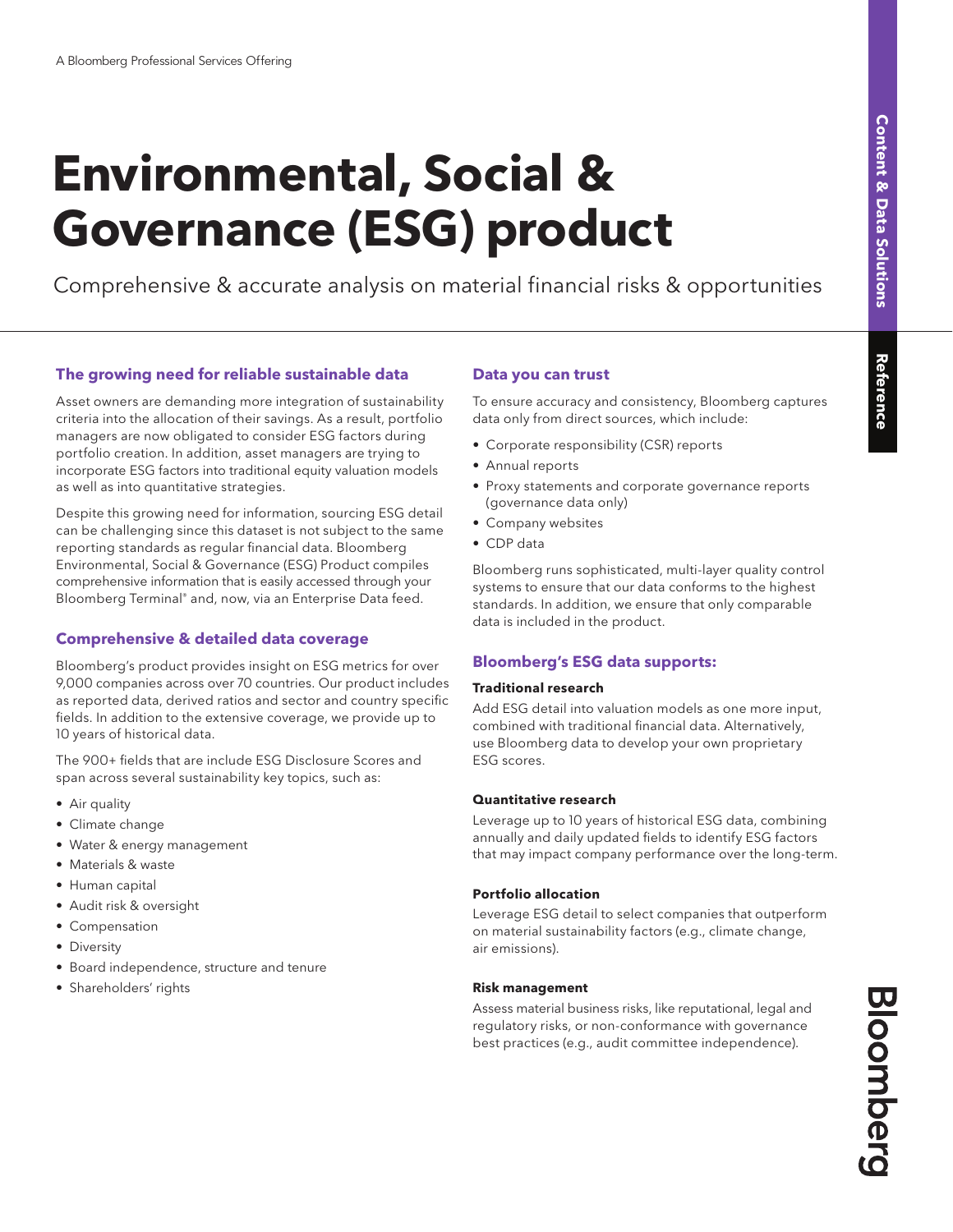A Bloomberg Professional Services Offering

# Environmental, Social & Governance (ESG) product

Comprehensive & accurate analysis on material financial risks & opportunities

## The growing need for reliable sustainable data

Asset owners are demanding more integration of sustainability criteria into the allocation of their savings. As a result, portfolio managers are now obligated to consider ESG factors during portfolio creation. In addition, asset managers are trying to incorporate ESG factors into traditional equity valuation models as well as into quantitative strategies.

Despite this growing need for information, sourcing ESG detail can be challenging since this dataset is not subject to the same reporting standards as regular financial data. Bloomberg Environmental, Social & Governance (ESG) Product compiles comprehensive information that is easily accessed through your Bloomberg Terminal® and, now, via an Enterprise Data feed.

## Comprehensive & detailed data coverage

Bloomberg's product provides insight on ESG metrics for over 9,000 companies across over 70 countries. Our product includes as reported data, derived ratios and sector and country specific fields. In addition to the extensive coverage, we provide up to 10 years of historical data.

The 900+ fields that are include ESG Disclosure Scores and span across several sustainability key topics, such as:

- Air quality
- Climate change
- Water & energy management
- Materials & waste
- Human capital
- Audit risk & oversight
- Compensation
- Diversity
- Board independence, structure and tenure
- Shareholders' rights

## Data you can trust

To ensure accuracy and consistency, Bloomberg captures data only from direct sources, which include:

- Corporate responsibility (CSR) reports
- Annual reports
- Proxy statements and corporate governance reports (governance data only)
- Company websites
- CDP data

Bloomberg runs sophisticated, multi-layer quality control systems to ensure that our data conforms to the highest standards. In addition, we ensure that only comparable data is included in the product.

## Bloomberg's ESG data supports:

### Traditional research

Add ESG detail into valuation models as one more input, combined with traditional financial data. Alternatively, use Bloomberg data to develop your own proprietary ESG scores.

### Quantitative research

Leverage up to 10 years of historical ESG data, combining annually and daily updated fields to identify ESG factors that may impact company performance over the long-term.

### Portfolio allocation

Leverage ESG detail to select companies that outperform on material sustainability factors (e.g., climate change, air emissions).

### Risk management

Assess material business risks, like reputational, legal and regulatory risks, or non-conformance with governance best practices (e.g., audit committee independence).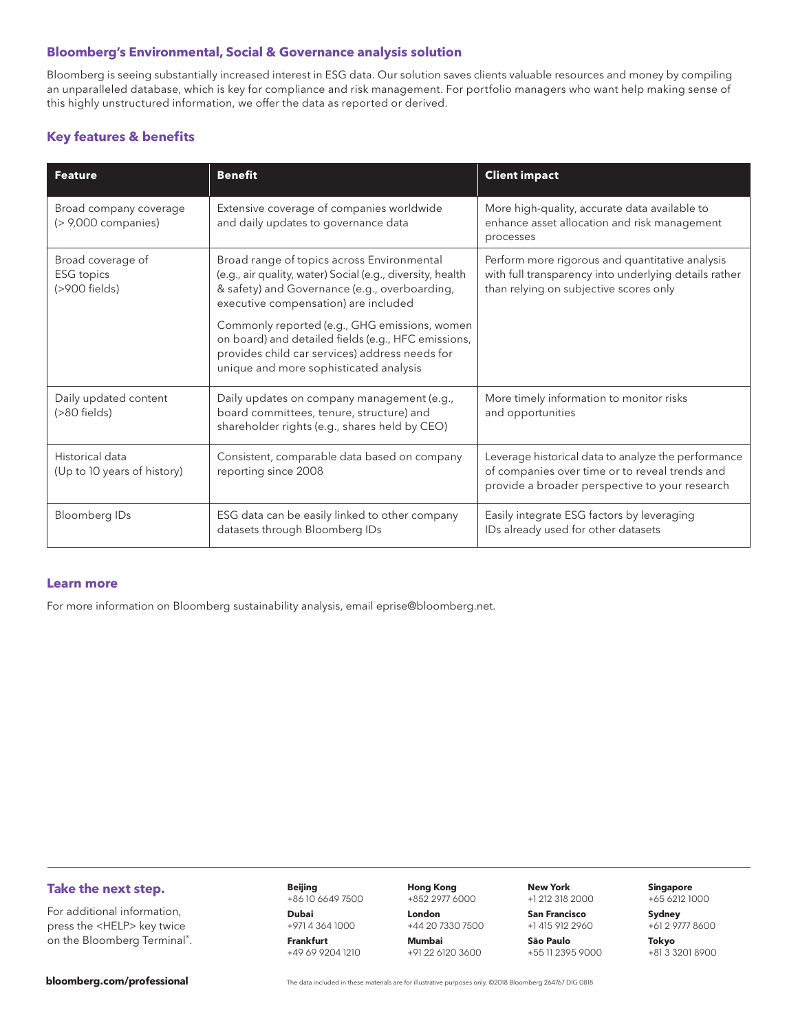## Bloomberg's Environmental, Social & Governance analysis solution

Bloomberg is seeing substantially increased interest in ESG data. Our solution saves clients valuable resources and money by compiling an unparalleled database, which is key for compliance and risk management. For portfolio managers who want help making sense of this highly unstructured information, we offer the data as reported or derived.

## Key features & benefits

| Feature | Benefit | Client impact |
|---|---|---|
| Broad company coverage (> 9,000 companies) | Extensive coverage of companies worldwide and daily updates to governance data | More high-quality, accurate data available to enhance asset allocation and risk management processes |
| Broad coverage of ESG topics (>900 fields) | Broad range of topics across Environmental (e.g., air quality, water) Social (e.g., diversity, health & safety) and Governance (e.g., overboarding, executive compensation) are included<br><br>Commonly reported (e.g., GHG emissions, women on board) and detailed fields (e.g., HFC emissions, provides child car services) address needs for unique and more sophisticated analysis | Perform more rigorous and quantitative analysis with full transparency into underlying details rather than relying on subjective scores only |
| Daily updated content (>80 fields) | Daily updates on company management (e.g., board committees, tenure, structure) and shareholder rights (e.g., shares held by CEO) | More timely information to monitor risks and opportunities |
| Historical data (Up to 10 years of history) | Consistent, comparable data based on company reporting since 2008 | Leverage historical data to analyze the performance of companies over time or to reveal trends and provide a broader perspective to your research |
| Bloomberg IDs | ESG data can be easily linked to other company datasets through Bloomberg IDs | Easily integrate ESG factors by leveraging IDs already used for other datasets |

## Learn more

For more information on Bloomberg sustainability analysis, email eprise@bloomberg.net.

## Take the next step.

For additional information, press the <HELP> key twice on the Bloomberg Terminal®.

**Beijing**
+86 10 6649 7500

**Dubai**
+971 4 364 1000

**Frankfurt**
+49 69 9204 1210

**Hong Kong**
+852 2977 6000

**London**
+44 20 7330 7500

**Mumbai**
+91 22 6120 3600

**New York**
+1 212 318 2000

**San Francisco**
+1 415 912 2960

**São Paulo**
+55 11 2395 9000

**Singapore**
+65 6212 1000

**Sydney**
+61 2 9777 8600

**Tokyo**
+81 3 3201 8900

**bloomberg.com/professional**

The data included in these materials are for illustrative purposes only. ©2018 Bloomberg 264767 DIG 0818